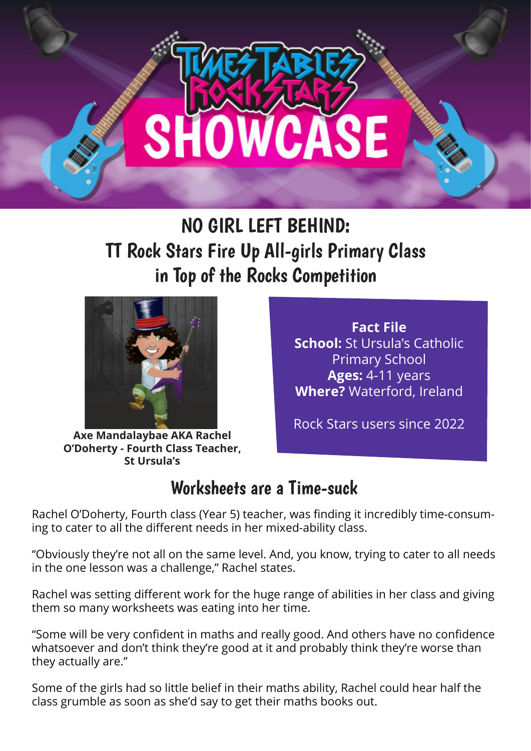# TIMES TABLES ROCK STARS SHOWCASE

## NO GIRL LEFT BEHIND: TT Rock Stars Fire Up All-girls Primary Class in Top of the Rocks Competition

**Axe Mandalaybae AKA Rachel O'Doherty - Fourth Class Teacher, St Ursula's**

**Fact File**
**School:** St Ursula's Catholic Primary School
**Ages:** 4-11 years
**Where?** Waterford, Ireland

Rock Stars users since 2022

## Worksheets are a Time-suck

Rachel O'Doherty, Fourth class (Year 5) teacher, was finding it incredibly time-consuming to cater to all the different needs in her mixed-ability class.

"Obviously they're not all on the same level. And, you know, trying to cater to all needs in the one lesson was a challenge," Rachel states.

Rachel was setting different work for the huge range of abilities in her class and giving them so many worksheets was eating into her time.

"Some will be very confident in maths and really good. And others have no confidence whatsoever and don't think they're good at it and probably think they're worse than they actually are."

Some of the girls had so little belief in their maths ability, Rachel could hear half the class grumble as soon as she'd say to get their maths books out.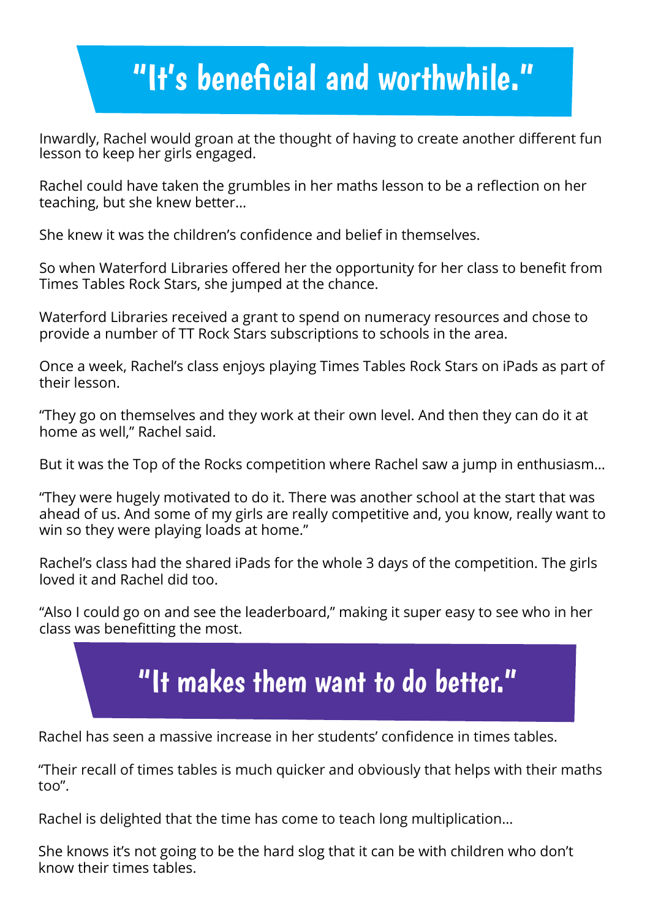## "It's beneficial and worthwhile."

Inwardly, Rachel would groan at the thought of having to create another different fun lesson to keep her girls engaged.

Rachel could have taken the grumbles in her maths lesson to be a reflection on her teaching, but she knew better…

She knew it was the children's confidence and belief in themselves.

So when Waterford Libraries offered her the opportunity for her class to benefit from Times Tables Rock Stars, she jumped at the chance.

Waterford Libraries received a grant to spend on numeracy resources and chose to provide a number of TT Rock Stars subscriptions to schools in the area.

Once a week, Rachel's class enjoys playing Times Tables Rock Stars on iPads as part of their lesson.

"They go on themselves and they work at their own level. And then they can do it at home as well," Rachel said.

But it was the Top of the Rocks competition where Rachel saw a jump in enthusiasm…

"They were hugely motivated to do it. There was another school at the start that was ahead of us. And some of my girls are really competitive and, you know, really want to win so they were playing loads at home."

Rachel's class had the shared iPads for the whole 3 days of the competition. The girls loved it and Rachel did too.

"Also I could go on and see the leaderboard," making it super easy to see who in her class was benefitting the most.

## "It makes them want to do better."

Rachel has seen a massive increase in her students' confidence in times tables.

"Their recall of times tables is much quicker and obviously that helps with their maths too".

Rachel is delighted that the time has come to teach long multiplication…

She knows it's not going to be the hard slog that it can be with children who don't know their times tables.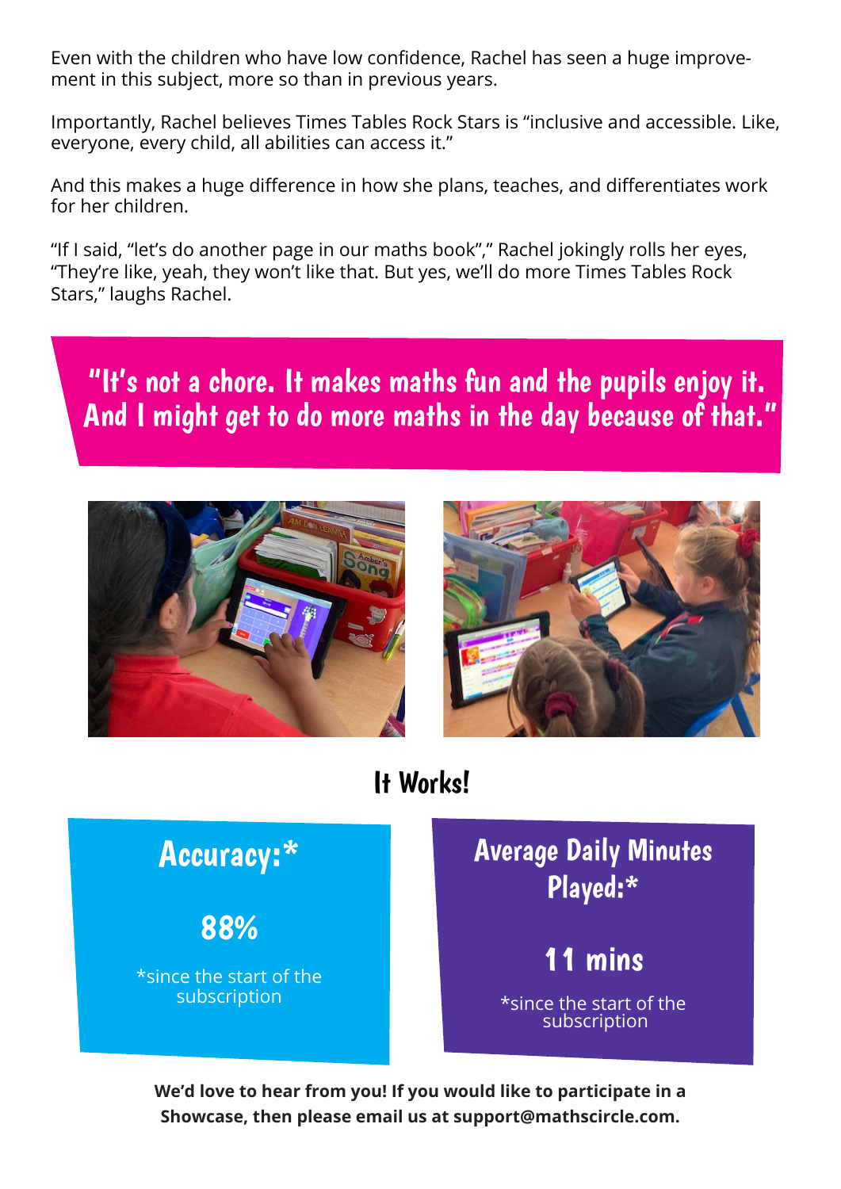Even with the children who have low confidence, Rachel has seen a huge improvement in this subject, more so than in previous years.

Importantly, Rachel believes Times Tables Rock Stars is "inclusive and accessible. Like, everyone, every child, all abilities can access it."

And this makes a huge difference in how she plans, teaches, and differentiates work for her children.

"If I said, "let's do another page in our maths book"," Rachel jokingly rolls her eyes, "They're like, yeah, they won't like that. But yes, we'll do more Times Tables Rock Stars," laughs Rachel.

> **"It's not a chore. It makes maths fun and the pupils enjoy it. And I might get to do more maths in the day because of that."**

## It Works!

### Accuracy:*

**88%**

*since the start of the subscription

### Average Daily Minutes Played:*

**11 mins**

*since the start of the subscription

**We'd love to hear from you! If you would like to participate in a Showcase, then please email us at support@mathscircle.com.**